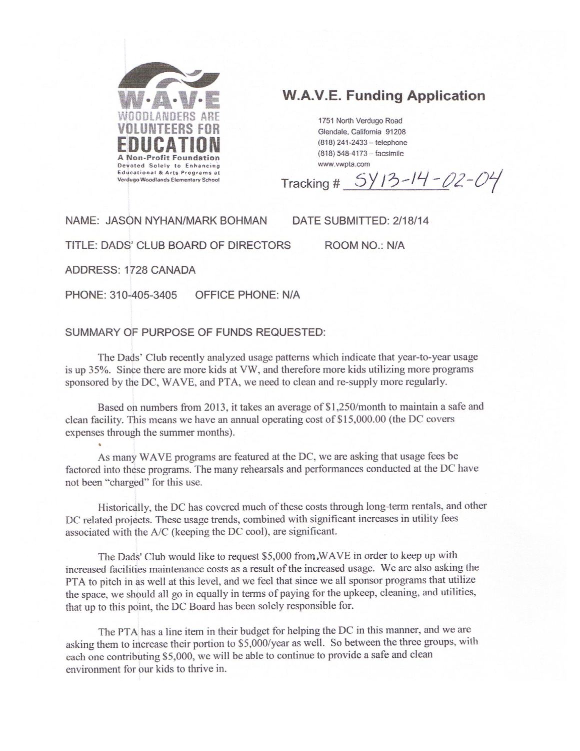**W·A·V·E**
**WOODLANDERS ARE VOLUNTEERS FOR EDUCATION**
A Non-Profit Foundation
Devoted Solely to Enhancing Educational & Arts Programs at Verdugo Woodlands Elementary School

# W.A.V.E. Funding Application

1751 North Verdugo Road
Glendale, California 91208
(818) 241-2433 – telephone
(818) 548-4173 – facsimile
www.vwpta.com

Tracking # SY13-14-02-04

NAME: JASON NYHAN/MARK BOHMAN DATE SUBMITTED: 2/18/14

TITLE: DADS' CLUB BOARD OF DIRECTORS ROOM NO.: N/A

ADDRESS: 1728 CANADA

PHONE: 310-405-3405 OFFICE PHONE: N/A

SUMMARY OF PURPOSE OF FUNDS REQUESTED:

The Dads' Club recently analyzed usage patterns which indicate that year-to-year usage is up 35%. Since there are more kids at VW, and therefore more kids utilizing more programs sponsored by the DC, WAVE, and PTA, we need to clean and re-supply more regularly.

Based on numbers from 2013, it takes an average of $1,250/month to maintain a safe and clean facility. This means we have an annual operating cost of $15,000.00 (the DC covers expenses through the summer months).

As many WAVE programs are featured at the DC, we are asking that usage fees be factored into these programs. The many rehearsals and performances conducted at the DC have not been "charged" for this use.

Historically, the DC has covered much of these costs through long-term rentals, and other DC related projects. These usage trends, combined with significant increases in utility fees associated with the A/C (keeping the DC cool), are significant.

The Dads' Club would like to request $5,000 from WAVE in order to keep up with increased facilities maintenance costs as a result of the increased usage. We are also asking the PTA to pitch in as well at this level, and we feel that since we all sponsor programs that utilize the space, we should all go in equally in terms of paying for the upkeep, cleaning, and utilities, that up to this point, the DC Board has been solely responsible for.

The PTA has a line item in their budget for helping the DC in this manner, and we are asking them to increase their portion to $5,000/year as well. So between the three groups, with each one contributing $5,000, we will be able to continue to provide a safe and clean environment for our kids to thrive in.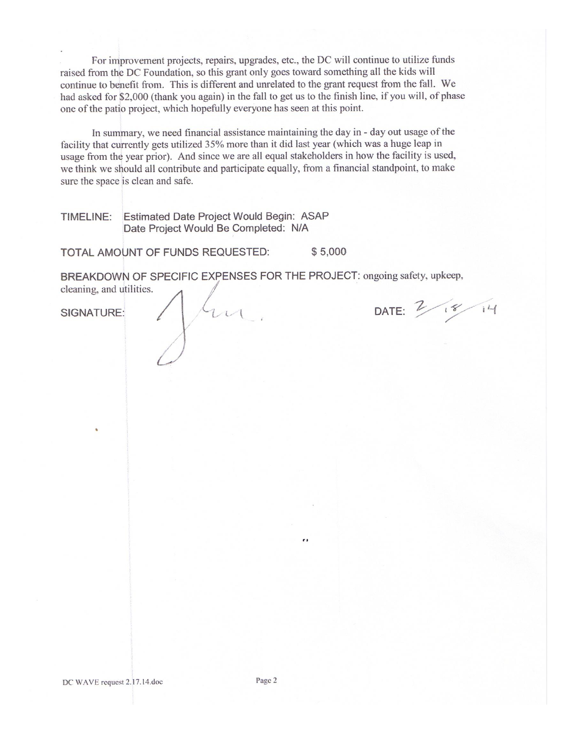For improvement projects, repairs, upgrades, etc., the DC will continue to utilize funds raised from the DC Foundation, so this grant only goes toward something all the kids will continue to benefit from. This is different and unrelated to the grant request from the fall. We had asked for $2,000 (thank you again) in the fall to get us to the finish line, if you will, of phase one of the patio project, which hopefully everyone has seen at this point.

In summary, we need financial assistance maintaining the day in - day out usage of the facility that currently gets utilized 35% more than it did last year (which was a huge leap in usage from the year prior). And since we are all equal stakeholders in how the facility is used, we think we should all contribute and participate equally, from a financial standpoint, to make sure the space is clean and safe.

TIMELINE: Estimated Date Project Would Begin: ASAP
Date Project Would Be Completed: N/A

TOTAL AMOUNT OF FUNDS REQUESTED: $ 5,000

BREAKDOWN OF SPECIFIC EXPENSES FOR THE PROJECT: ongoing safety, upkeep, cleaning, and utilities.

SIGNATURE: [signature] DATE: 2/18/14

DC WAVE request 2.17.14.doc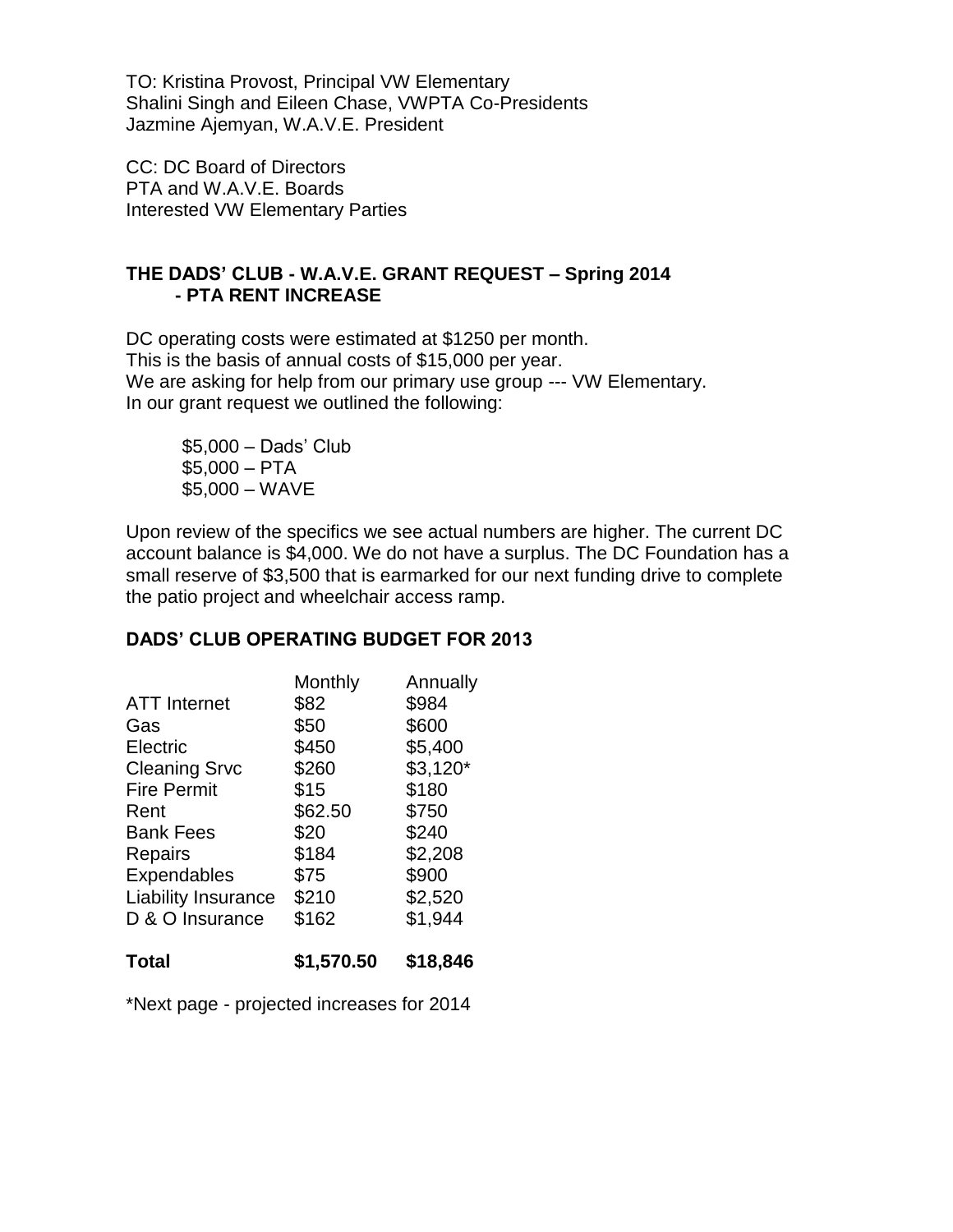TO: Kristina Provost, Principal VW Elementary
Shalini Singh and Eileen Chase, VWPTA Co-Presidents
Jazmine Ajemyan, W.A.V.E. President

CC: DC Board of Directors
PTA and W.A.V.E. Boards
Interested VW Elementary Parties

**THE DADS' CLUB - W.A.V.E. GRANT REQUEST – Spring 2014**
**- PTA RENT INCREASE**

DC operating costs were estimated at $1250 per month.
This is the basis of annual costs of $15,000 per year.
We are asking for help from our primary use group --- VW Elementary.
In our grant request we outlined the following:

$5,000 – Dads' Club
$5,000 – PTA
$5,000 – WAVE

Upon review of the specifics we see actual numbers are higher. The current DC account balance is $4,000. We do not have a surplus. The DC Foundation has a small reserve of $3,500 that is earmarked for our next funding drive to complete the patio project and wheelchair access ramp.

**DADS' CLUB OPERATING BUDGET FOR 2013**

| | Monthly | Annually |
|---|---|---|
| ATT Internet | $82 | $984 |
| Gas | $50 | $600 |
| Electric | $450 | $5,400 |
| Cleaning Srvc | $260 | $3,120* |
| Fire Permit | $15 | $180 |
| Rent | $62.50 | $750 |
| Bank Fees | $20 | $240 |
| Repairs | $184 | $2,208 |
| Expendables | $75 | $900 |
| Liability Insurance | $210 | $2,520 |
| D & O Insurance | $162 | $1,944 |
| **Total** | **$1,570.50** | **$18,846** |

*Next page - projected increases for 2014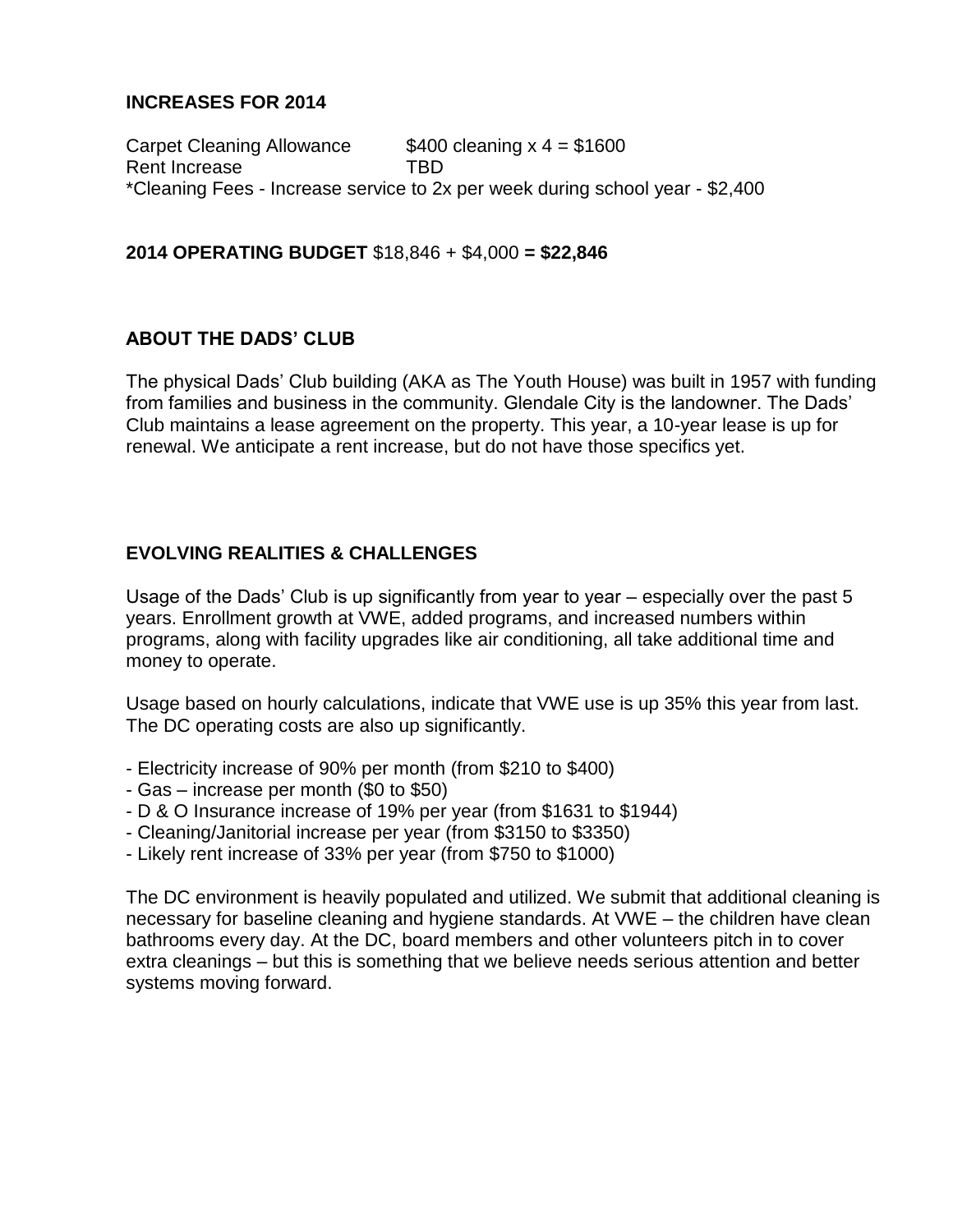**INCREASES FOR 2014**

Carpet Cleaning Allowance $400 cleaning x 4 = $1600
Rent Increase TBD
*Cleaning Fees - Increase service to 2x per week during school year - $2,400

**2014 OPERATING BUDGET** $18,846 + $4,000 **= $22,846**

**ABOUT THE DADS' CLUB**

The physical Dads' Club building (AKA as The Youth House) was built in 1957 with funding from families and business in the community. Glendale City is the landowner. The Dads' Club maintains a lease agreement on the property. This year, a 10-year lease is up for renewal. We anticipate a rent increase, but do not have those specifics yet.

**EVOLVING REALITIES & CHALLENGES**

Usage of the Dads' Club is up significantly from year to year – especially over the past 5 years. Enrollment growth at VWE, added programs, and increased numbers within programs, along with facility upgrades like air conditioning, all take additional time and money to operate.

Usage based on hourly calculations, indicate that VWE use is up 35% this year from last. The DC operating costs are also up significantly.

- Electricity increase of 90% per month (from $210 to $400)
- Gas – increase per month ($0 to $50)
- D & O Insurance increase of 19% per year (from $1631 to $1944)
- Cleaning/Janitorial increase per year (from $3150 to $3350)
- Likely rent increase of 33% per year (from $750 to $1000)

The DC environment is heavily populated and utilized. We submit that additional cleaning is necessary for baseline cleaning and hygiene standards. At VWE – the children have clean bathrooms every day. At the DC, board members and other volunteers pitch in to cover extra cleanings – but this is something that we believe needs serious attention and better systems moving forward.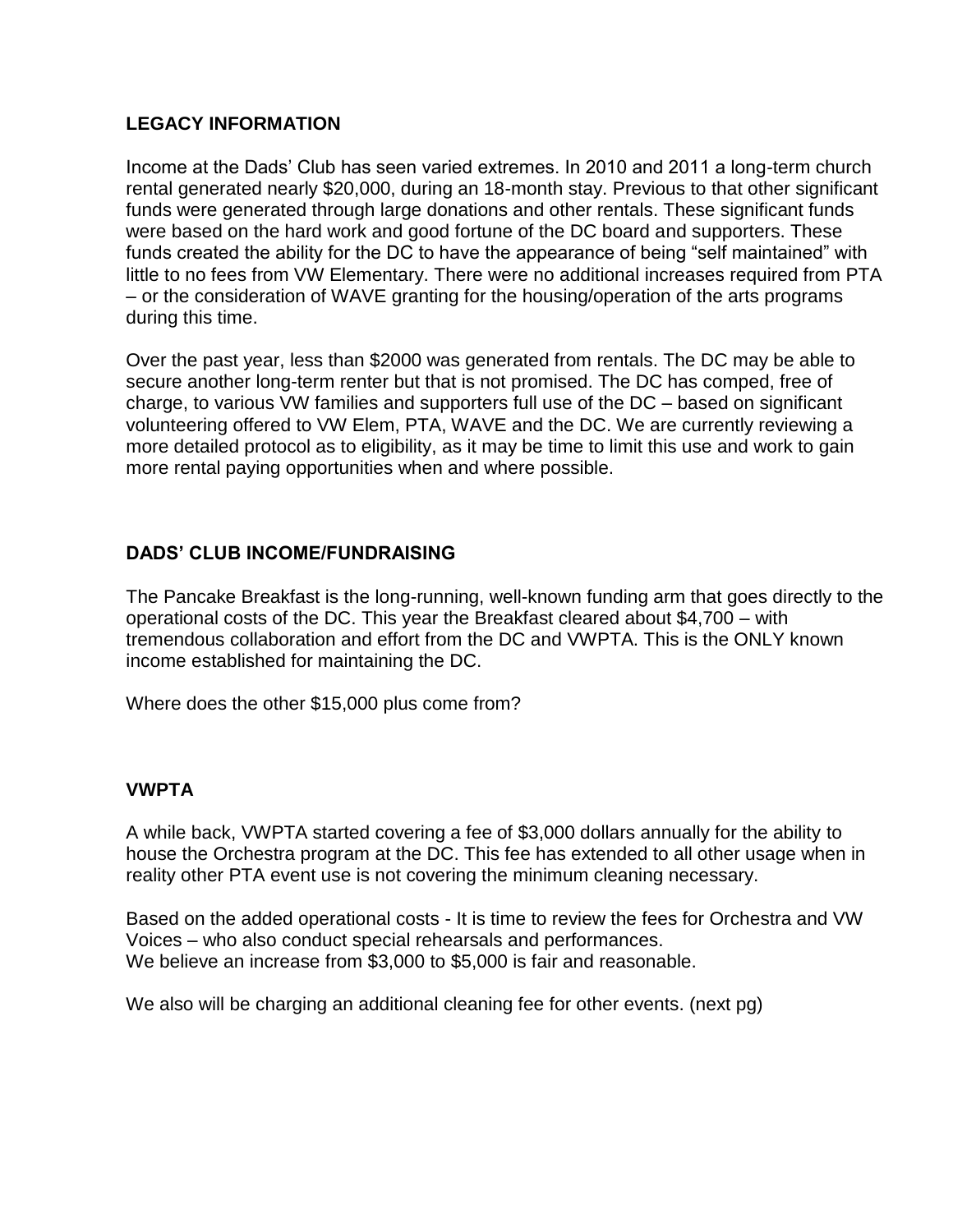## LEGACY INFORMATION

Income at the Dads' Club has seen varied extremes. In 2010 and 2011 a long-term church rental generated nearly $20,000, during an 18-month stay. Previous to that other significant funds were generated through large donations and other rentals. These significant funds were based on the hard work and good fortune of the DC board and supporters. These funds created the ability for the DC to have the appearance of being "self maintained" with little to no fees from VW Elementary. There were no additional increases required from PTA – or the consideration of WAVE granting for the housing/operation of the arts programs during this time.

Over the past year, less than $2000 was generated from rentals. The DC may be able to secure another long-term renter but that is not promised. The DC has comped, free of charge, to various VW families and supporters full use of the DC – based on significant volunteering offered to VW Elem, PTA, WAVE and the DC. We are currently reviewing a more detailed protocol as to eligibility, as it may be time to limit this use and work to gain more rental paying opportunities when and where possible.

## DADS' CLUB INCOME/FUNDRAISING

The Pancake Breakfast is the long-running, well-known funding arm that goes directly to the operational costs of the DC. This year the Breakfast cleared about $4,700 – with tremendous collaboration and effort from the DC and VWPTA. This is the ONLY known income established for maintaining the DC.

Where does the other $15,000 plus come from?

## VWPTA

A while back, VWPTA started covering a fee of $3,000 dollars annually for the ability to house the Orchestra program at the DC. This fee has extended to all other usage when in reality other PTA event use is not covering the minimum cleaning necessary.

Based on the added operational costs - It is time to review the fees for Orchestra and VW Voices – who also conduct special rehearsals and performances.
We believe an increase from $3,000 to $5,000 is fair and reasonable.

We also will be charging an additional cleaning fee for other events. (next pg)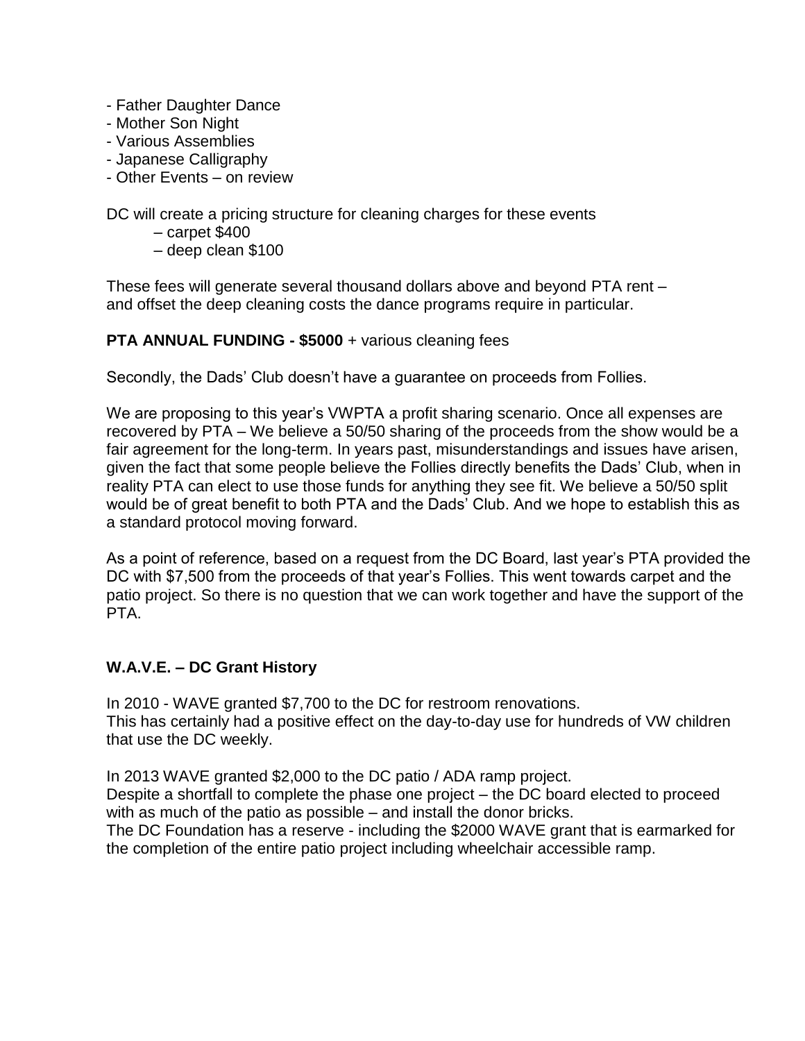- Father Daughter Dance
- Mother Son Night
- Various Assemblies
- Japanese Calligraphy
- Other Events – on review

DC will create a pricing structure for cleaning charges for these events

- carpet $400
- deep clean $100

These fees will generate several thousand dollars above and beyond PTA rent – and offset the deep cleaning costs the dance programs require in particular.

**PTA ANNUAL FUNDING - $5000** + various cleaning fees

Secondly, the Dads' Club doesn't have a guarantee on proceeds from Follies.

We are proposing to this year's VWPTA a profit sharing scenario. Once all expenses are recovered by PTA – We believe a 50/50 sharing of the proceeds from the show would be a fair agreement for the long-term. In years past, misunderstandings and issues have arisen, given the fact that some people believe the Follies directly benefits the Dads' Club, when in reality PTA can elect to use those funds for anything they see fit. We believe a 50/50 split would be of great benefit to both PTA and the Dads' Club. And we hope to establish this as a standard protocol moving forward.

As a point of reference, based on a request from the DC Board, last year's PTA provided the DC with $7,500 from the proceeds of that year's Follies. This went towards carpet and the patio project. So there is no question that we can work together and have the support of the PTA.

**W.A.V.E. – DC Grant History**

In 2010 - WAVE granted $7,700 to the DC for restroom renovations.
This has certainly had a positive effect on the day-to-day use for hundreds of VW children that use the DC weekly.

In 2013 WAVE granted $2,000 to the DC patio / ADA ramp project.
Despite a shortfall to complete the phase one project – the DC board elected to proceed with as much of the patio as possible – and install the donor bricks.
The DC Foundation has a reserve - including the $2000 WAVE grant that is earmarked for the completion of the entire patio project including wheelchair accessible ramp.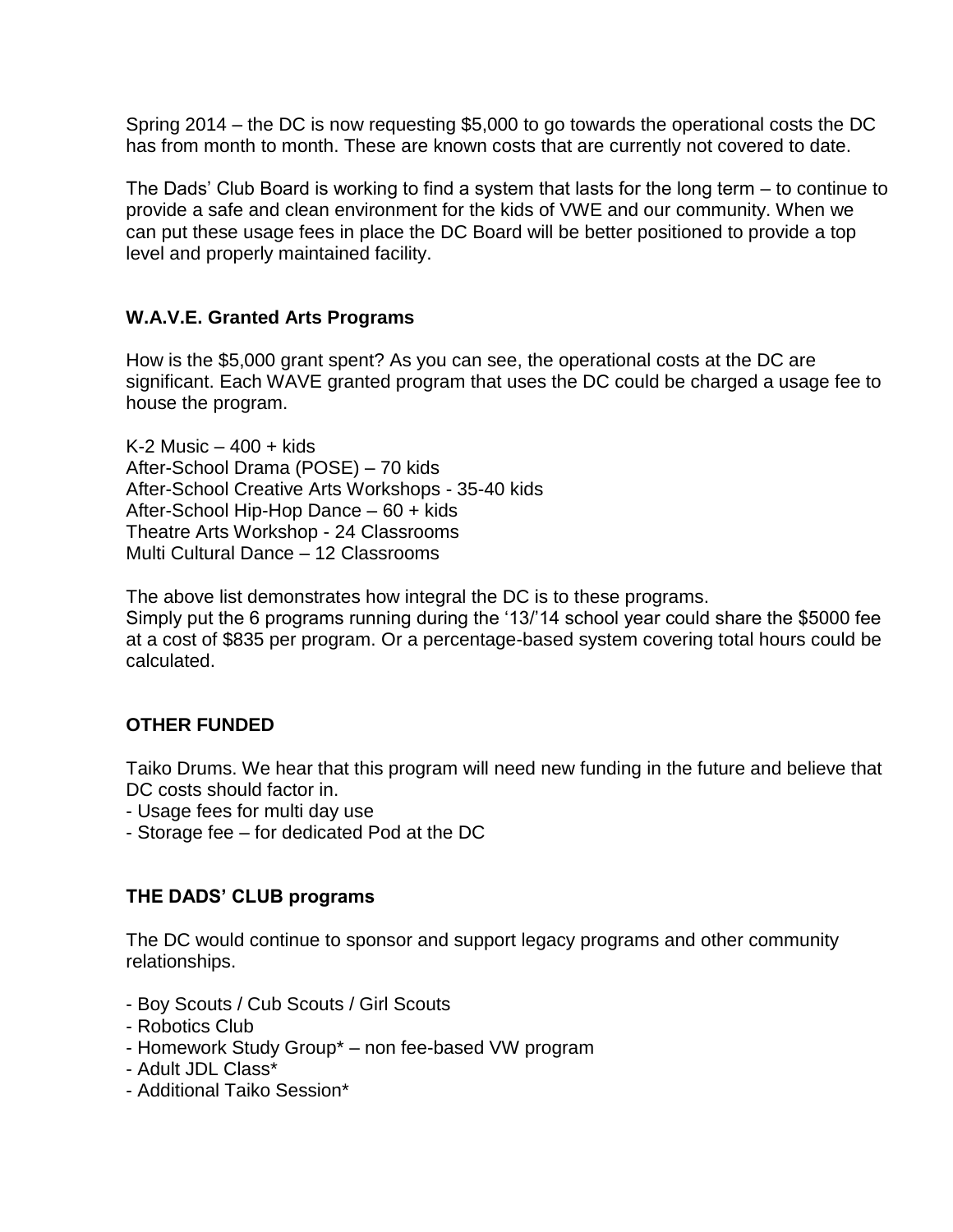Spring 2014 – the DC is now requesting $5,000 to go towards the operational costs the DC has from month to month. These are known costs that are currently not covered to date.

The Dads' Club Board is working to find a system that lasts for the long term – to continue to provide a safe and clean environment for the kids of VWE and our community. When we can put these usage fees in place the DC Board will be better positioned to provide a top level and properly maintained facility.

### W.A.V.E. Granted Arts Programs

How is the $5,000 grant spent? As you can see, the operational costs at the DC are significant. Each WAVE granted program that uses the DC could be charged a usage fee to house the program.

K-2 Music – 400 + kids
After-School Drama (POSE) – 70 kids
After-School Creative Arts Workshops - 35-40 kids
After-School Hip-Hop Dance – 60 + kids
Theatre Arts Workshop - 24 Classrooms
Multi Cultural Dance – 12 Classrooms

The above list demonstrates how integral the DC is to these programs.
Simply put the 6 programs running during the '13/'14 school year could share the $5000 fee at a cost of $835 per program. Or a percentage-based system covering total hours could be calculated.

### OTHER FUNDED

Taiko Drums. We hear that this program will need new funding in the future and believe that DC costs should factor in.

- Usage fees for multi day use
- Storage fee – for dedicated Pod at the DC

### THE DADS' CLUB programs

The DC would continue to sponsor and support legacy programs and other community relationships.

- Boy Scouts / Cub Scouts / Girl Scouts
- Robotics Club
- Homework Study Group* – non fee-based VW program
- Adult JDL Class*
- Additional Taiko Session*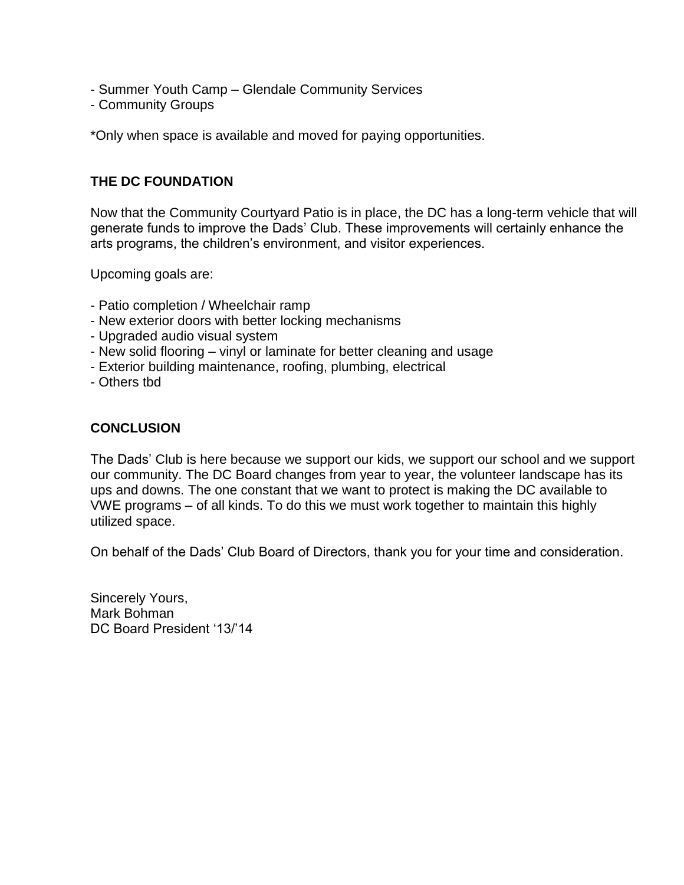- Summer Youth Camp – Glendale Community Services
- Community Groups

*Only when space is available and moved for paying opportunities.

**THE DC FOUNDATION**

Now that the Community Courtyard Patio is in place, the DC has a long-term vehicle that will generate funds to improve the Dads' Club. These improvements will certainly enhance the arts programs, the children's environment, and visitor experiences.

Upcoming goals are:

- Patio completion / Wheelchair ramp
- New exterior doors with better locking mechanisms
- Upgraded audio visual system
- New solid flooring – vinyl or laminate for better cleaning and usage
- Exterior building maintenance, roofing, plumbing, electrical
- Others tbd

**CONCLUSION**

The Dads' Club is here because we support our kids, we support our school and we support our community. The DC Board changes from year to year, the volunteer landscape has its ups and downs. The one constant that we want to protect is making the DC available to VWE programs – of all kinds. To do this we must work together to maintain this highly utilized space.

On behalf of the Dads' Club Board of Directors, thank you for your time and consideration.

Sincerely Yours,
Mark Bohman
DC Board President '13/'14